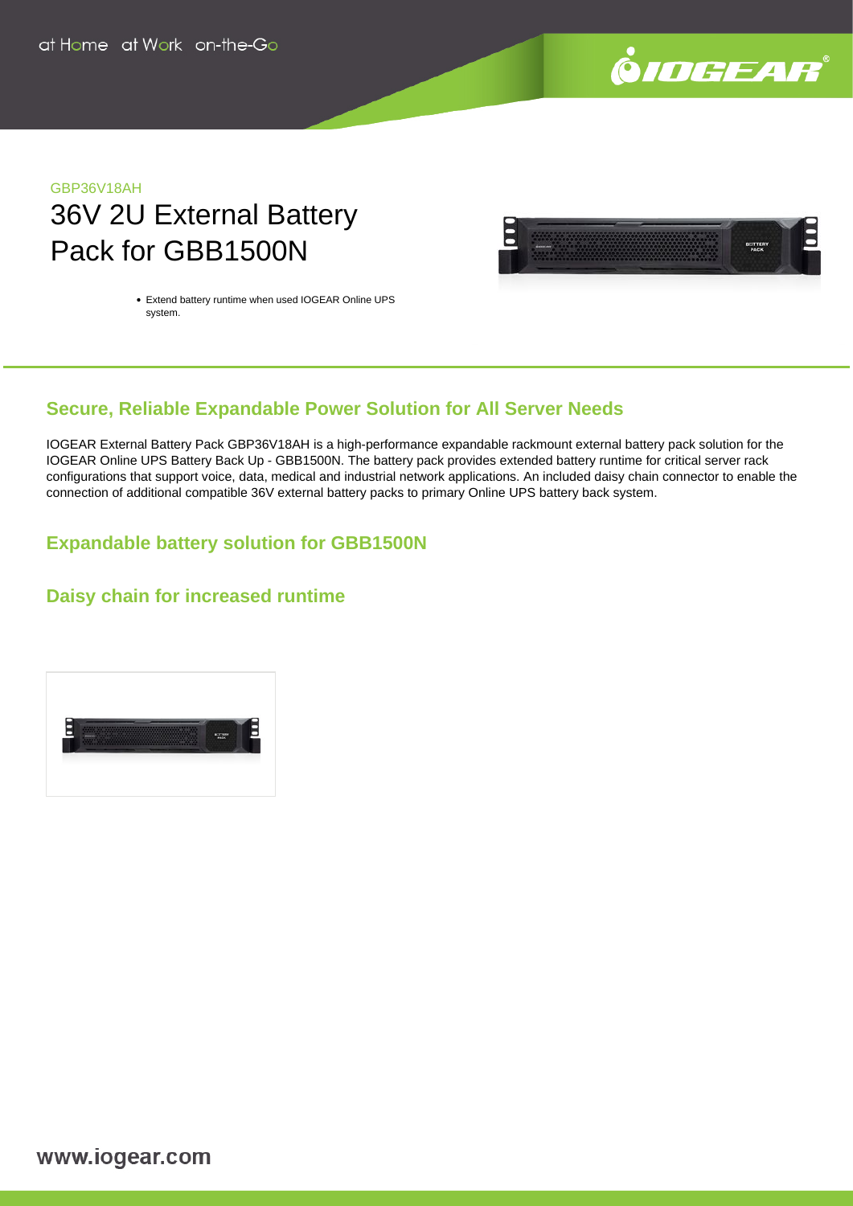at Home at Work on-the-Go

GBP36V18AH

# 36V 2U External Battery Pack for GBB1500N

- Extend battery runtime when used IOGEAR Online UPS system.

## Secure, Reliable Expandable Power Solution for All Server Needs

IOGEAR External Battery Pack GBP36V18AH is a high-performance expandable rackmount external battery pack solution for the IOGEAR Online UPS Battery Back Up - GBB1500N. The battery pack provides extended battery runtime for critical server rack configurations that support voice, data, medical and industrial network applications. An included daisy chain connector to enable the connection of additional compatible 36V external battery packs to primary Online UPS battery back system.

## Expandable battery solution for GBB1500N

## Daisy chain for increased runtime

www.iogear.com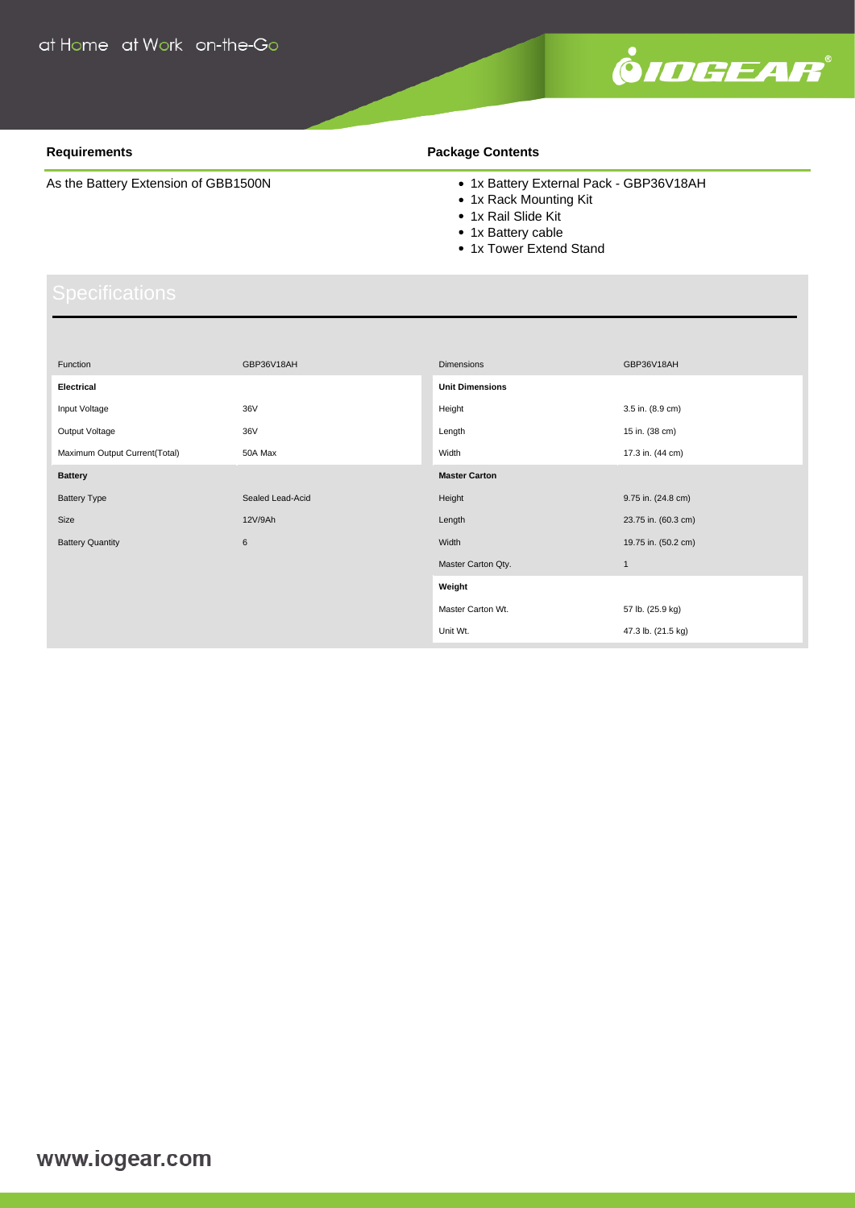## Requirements

As the Battery Extension of GBB1500N

## Package Contents

- 1x Battery External Pack - GBP36V18AH
- 1x Rack Mounting Kit
- 1x Rail Slide Kit
- 1x Battery cable
- 1x Tower Extend Stand

# Specifications

| Function | GBP36V18AH |
|---|---|
| **Electrical** | |
| Input Voltage | 36V |
| Output Voltage | 36V |
| Maximum Output Current(Total) | 50A Max |
| **Battery** | |
| Battery Type | Sealed Lead-Acid |
| Size | 12V/9Ah |
| Battery Quantity | 6 |

| Dimensions | GBP36V18AH |
|---|---|
| **Unit Dimensions** | |
| Height | 3.5 in. (8.9 cm) |
| Length | 15 in. (38 cm) |
| Width | 17.3 in. (44 cm) |
| **Master Carton** | |
| Height | 9.75 in. (24.8 cm) |
| Length | 23.75 in. (60.3 cm) |
| Width | 19.75 in. (50.2 cm) |
| Master Carton Qty. | 1 |
| **Weight** | |
| Master Carton Wt. | 57 lb. (25.9 kg) |
| Unit Wt. | 47.3 lb. (21.5 kg) |